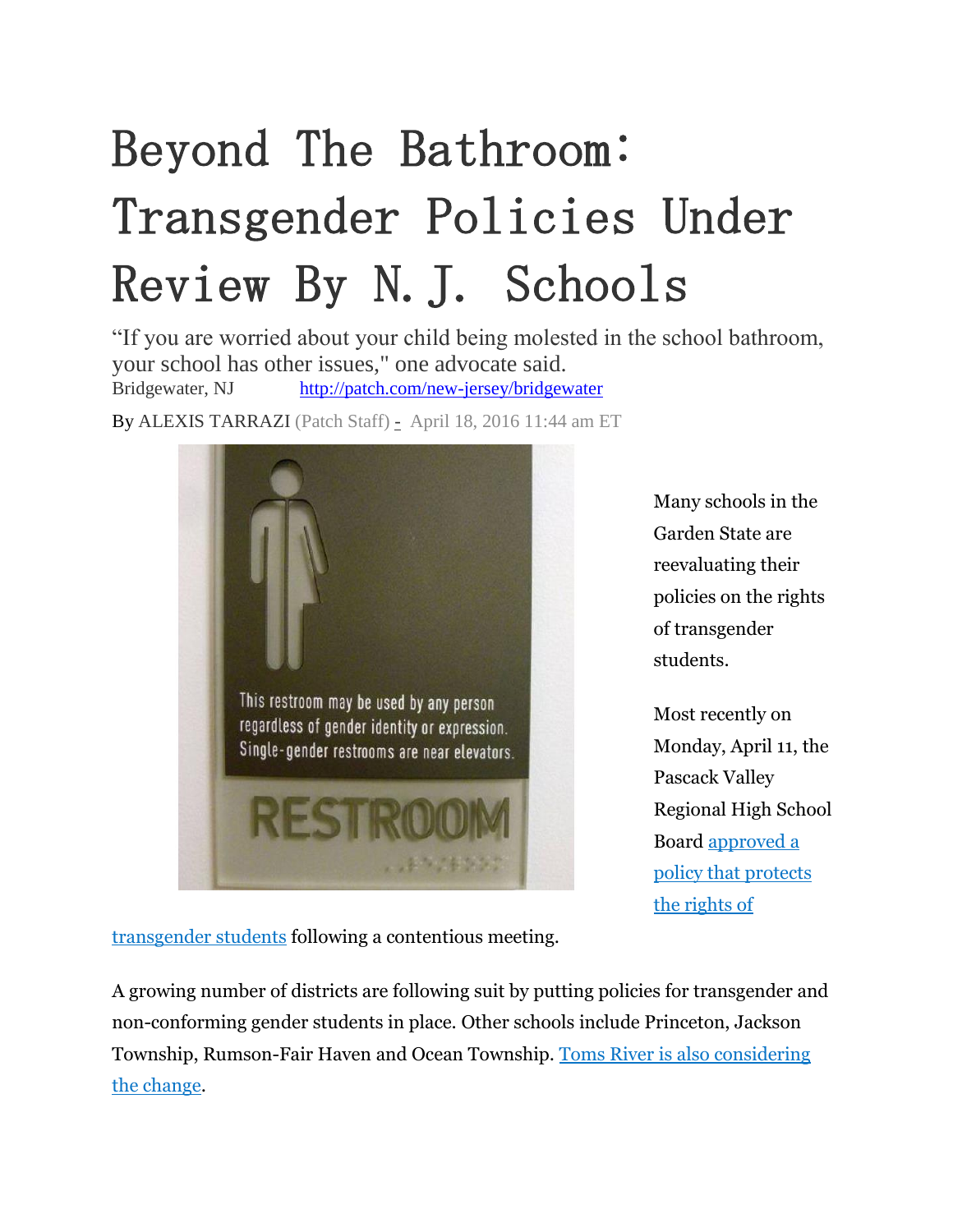# Beyond The Bathroom: Transgender Policies Under Review By N.J. Schools

"If you are worried about your child being molested in the school bathroom, your school has other issues," one advocate said.

Bridgewater, NJ http://patch.com/new-jersey/bridgewater

By ALEXIS TARRAZI (Patch Staff) - April 18, 2016 11:44 am ET

Many schools in the Garden State are reevaluating their policies on the rights of transgender students.

Most recently on Monday, April 11, the Pascack Valley Regional High School Board approved a policy that protects the rights of transgender students following a contentious meeting.

A growing number of districts are following suit by putting policies for transgender and non-conforming gender students in place. Other schools include Princeton, Jackson Township, Rumson-Fair Haven and Ocean Township. Toms River is also considering the change.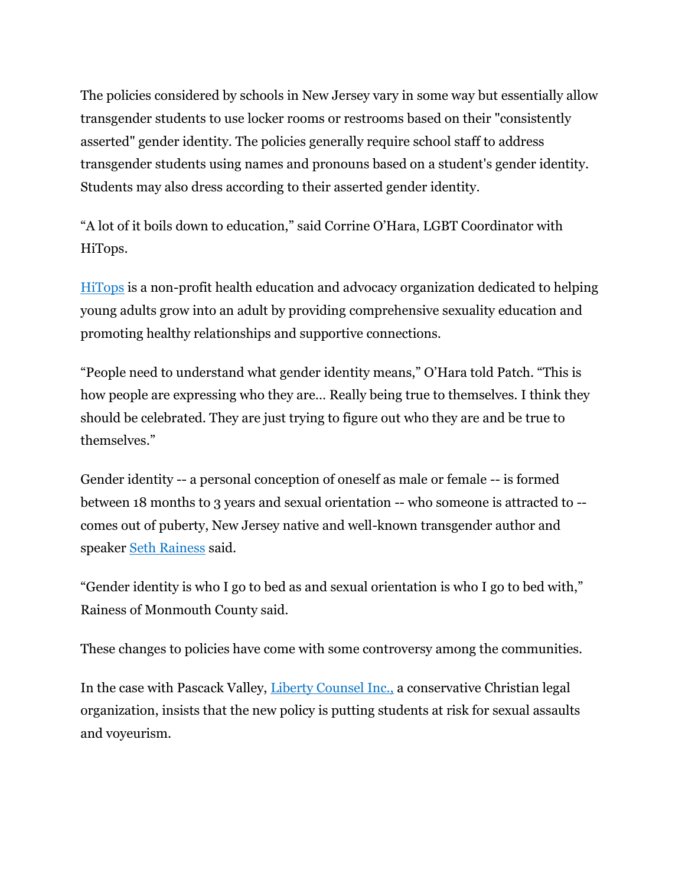The policies considered by schools in New Jersey vary in some way but essentially allow transgender students to use locker rooms or restrooms based on their "consistently asserted" gender identity. The policies generally require school staff to address transgender students using names and pronouns based on a student's gender identity. Students may also dress according to their asserted gender identity.

“A lot of it boils down to education,” said Corrine O’Hara, LGBT Coordinator with HiTops.

[HiTops](#) is a non-profit health education and advocacy organization dedicated to helping young adults grow into an adult by providing comprehensive sexuality education and promoting healthy relationships and supportive connections.

“People need to understand what gender identity means,” O’Hara told Patch. “This is how people are expressing who they are… Really being true to themselves. I think they should be celebrated. They are just trying to figure out who they are and be true to themselves.”

Gender identity -- a personal conception of oneself as male or female -- is formed between 18 months to 3 years and sexual orientation -- who someone is attracted to -- comes out of puberty, New Jersey native and well-known transgender author and speaker [Seth Rainess](#) said.

“Gender identity is who I go to bed as and sexual orientation is who I go to bed with,” Rainess of Monmouth County said.

These changes to policies have come with some controversy among the communities.

In the case with Pascack Valley, [Liberty Counsel Inc.,](#) a conservative Christian legal organization, insists that the new policy is putting students at risk for sexual assaults and voyeurism.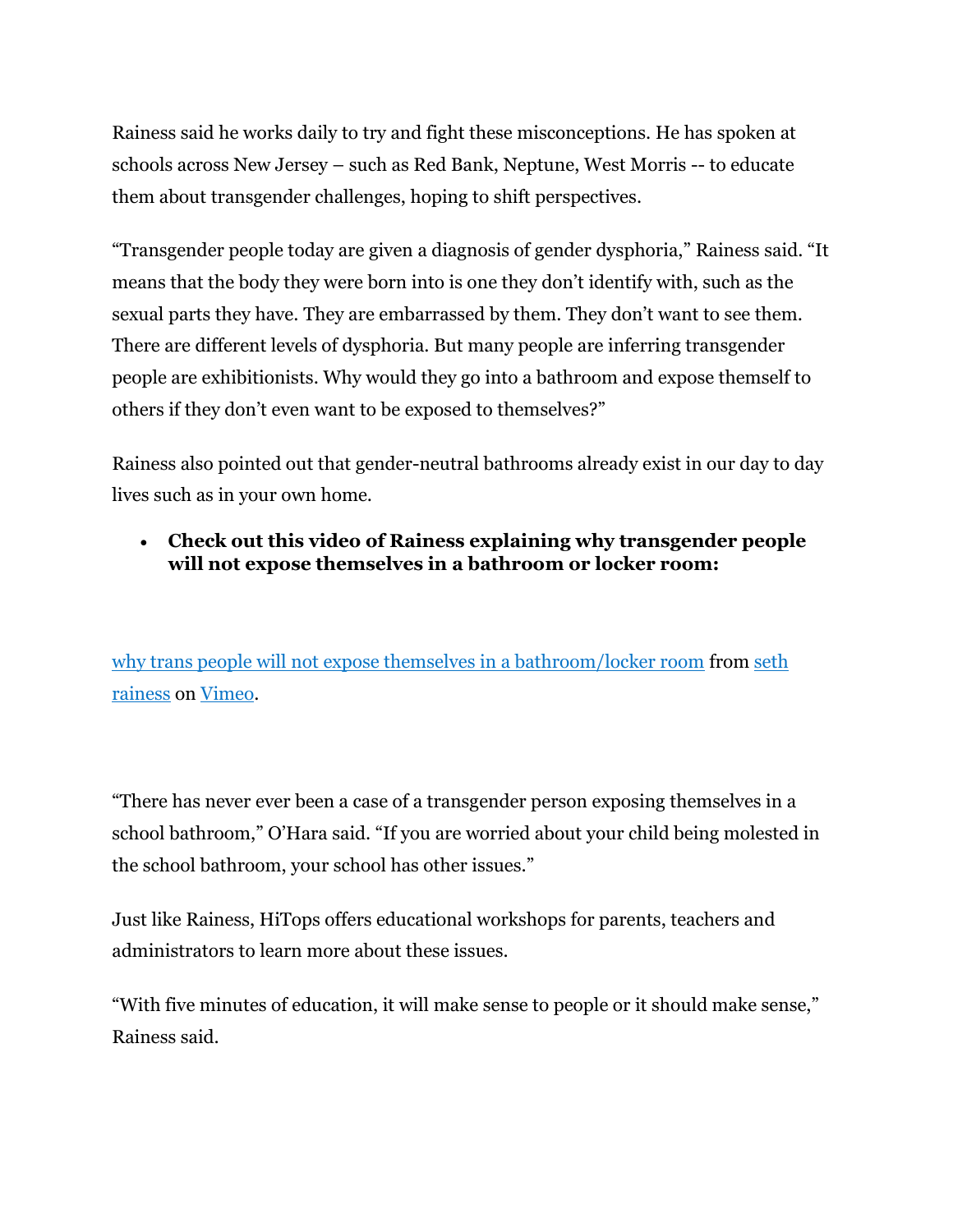Rainess said he works daily to try and fight these misconceptions. He has spoken at schools across New Jersey – such as Red Bank, Neptune, West Morris -- to educate them about transgender challenges, hoping to shift perspectives.

“Transgender people today are given a diagnosis of gender dysphoria,” Rainess said. “It means that the body they were born into is one they don’t identify with, such as the sexual parts they have. They are embarrassed by them. They don’t want to see them. There are different levels of dysphoria. But many people are inferring transgender people are exhibitionists. Why would they go into a bathroom and expose themself to others if they don’t even want to be exposed to themselves?”

Rainess also pointed out that gender-neutral bathrooms already exist in our day to day lives such as in your own home.

- **Check out this video of Rainess explaining why transgender people will not expose themselves in a bathroom or locker room:**

[why trans people will not expose themselves in a bathroom/locker room]() from [seth rainess]() on [Vimeo]().

“There has never ever been a case of a transgender person exposing themselves in a school bathroom,” O’Hara said. “If you are worried about your child being molested in the school bathroom, your school has other issues.”

Just like Rainess, HiTops offers educational workshops for parents, teachers and administrators to learn more about these issues.

“With five minutes of education, it will make sense to people or it should make sense,” Rainess said.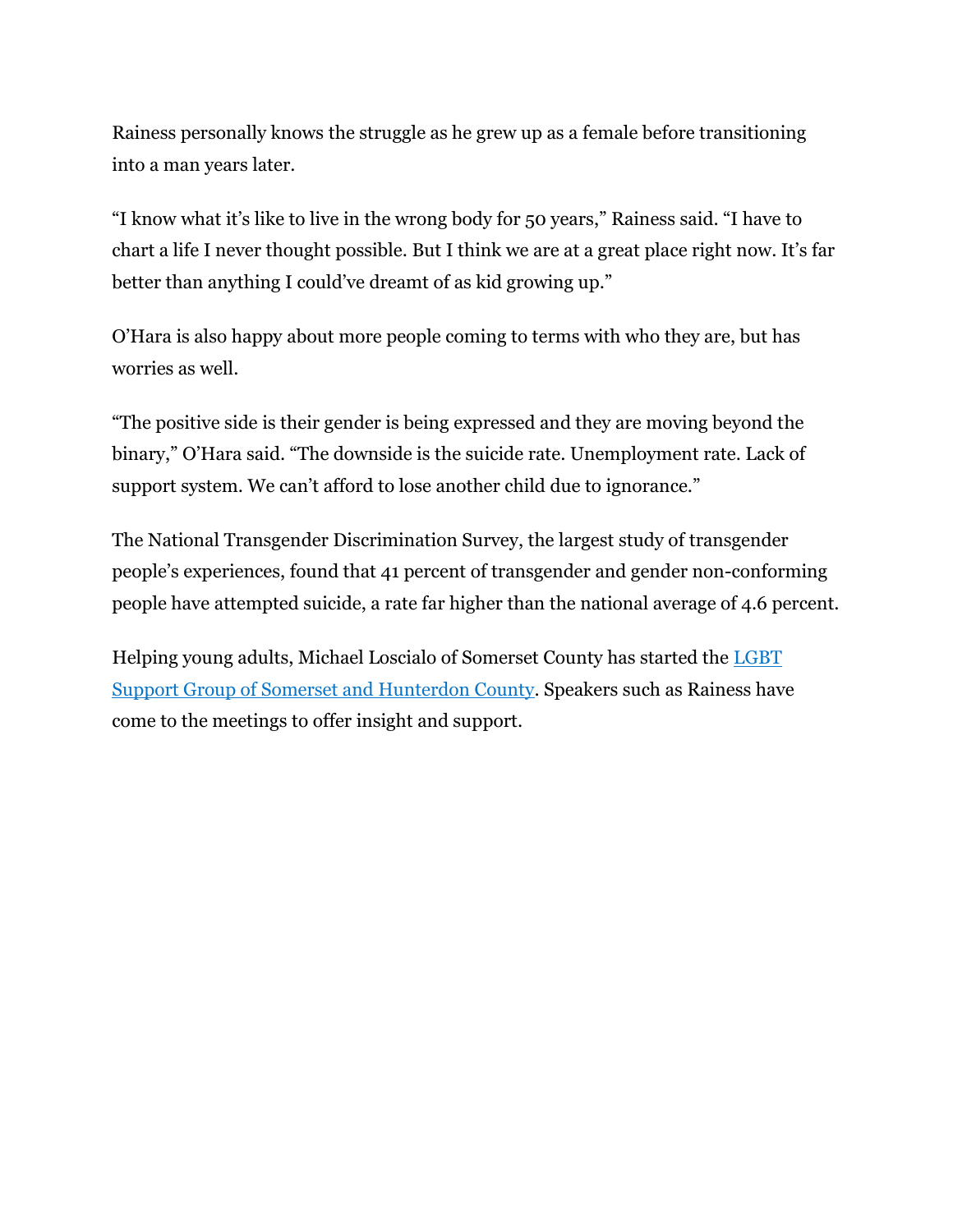Rainess personally knows the struggle as he grew up as a female before transitioning into a man years later.

“I know what it’s like to live in the wrong body for 50 years,” Rainess said. “I have to chart a life I never thought possible. But I think we are at a great place right now. It’s far better than anything I could’ve dreamt of as kid growing up.”

O’Hara is also happy about more people coming to terms with who they are, but has worries as well.

“The positive side is their gender is being expressed and they are moving beyond the binary,” O’Hara said. “The downside is the suicide rate. Unemployment rate. Lack of support system. We can’t afford to lose another child due to ignorance.”

The National Transgender Discrimination Survey, the largest study of transgender people’s experiences, found that 41 percent of transgender and gender non-conforming people have attempted suicide, a rate far higher than the national average of 4.6 percent.

Helping young adults, Michael Loscialo of Somerset County has started the LGBT Support Group of Somerset and Hunterdon County. Speakers such as Rainess have come to the meetings to offer insight and support.